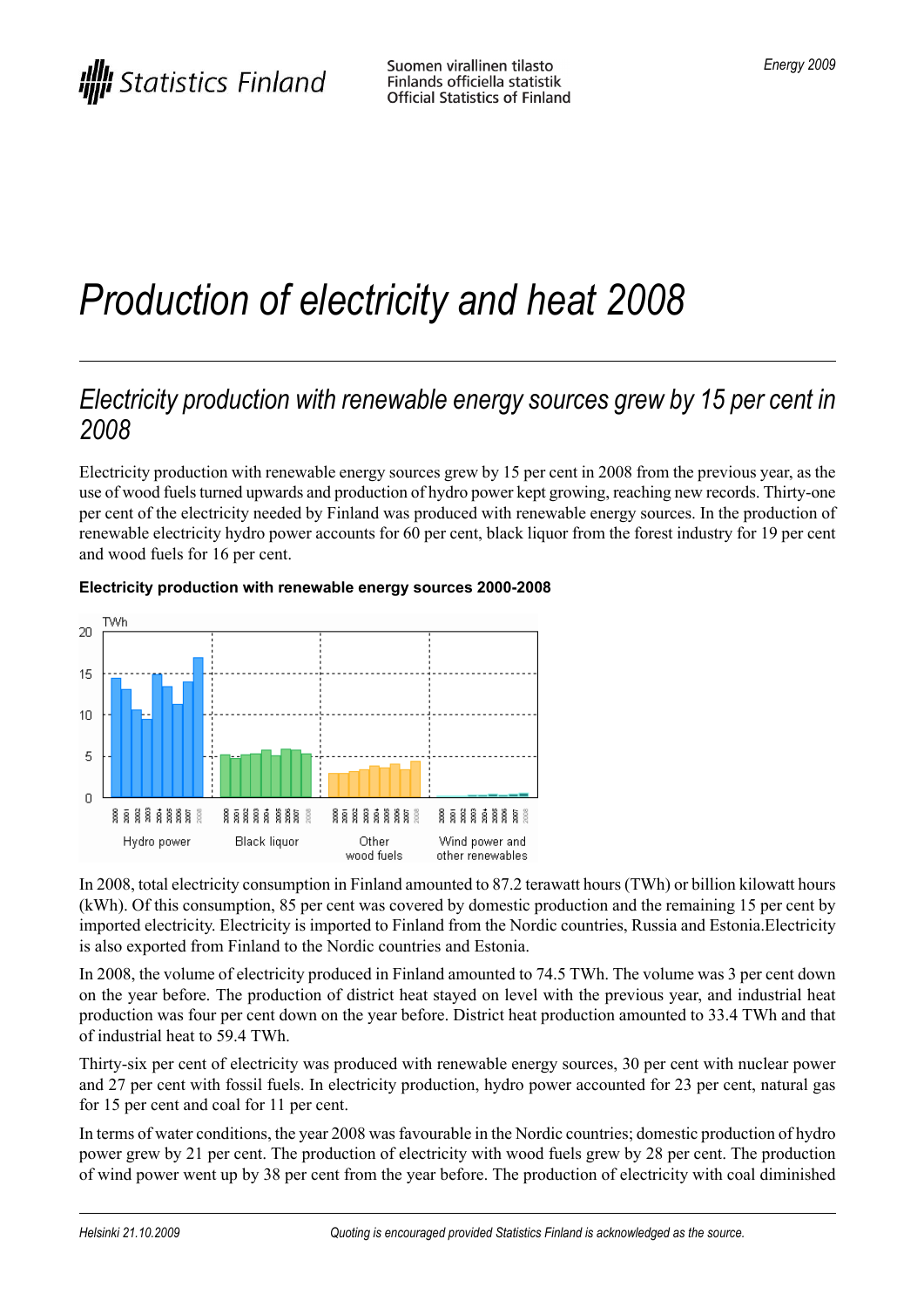Statistics Finland

Suomen virallinen tilasto
Finlands officiella statistik
Official Statistics of Finland

*Energy 2009*

# *Production of electricity and heat 2008*

## *Electricity production with renewable energy sources grew by 15 per cent in 2008*

Electricity production with renewable energy sources grew by 15 per cent in 2008 from the previous year, as the use of wood fuels turned upwards and production of hydro power kept growing, reaching new records. Thirty-one per cent of the electricity needed by Finland was produced with renewable energy sources. In the production of renewable electricity hydro power accounts for 60 per cent, black liquor from the forest industry for 19 per cent and wood fuels for 16 per cent.

**Electricity production with renewable energy sources 2000-2008**

In 2008, total electricity consumption in Finland amounted to 87.2 terawatt hours (TWh) or billion kilowatt hours (kWh). Of this consumption, 85 per cent was covered by domestic production and the remaining 15 per cent by imported electricity. Electricity is imported to Finland from the Nordic countries, Russia and Estonia.Electricity is also exported from Finland to the Nordic countries and Estonia.

In 2008, the volume of electricity produced in Finland amounted to 74.5 TWh. The volume was 3 per cent down on the year before. The production of district heat stayed on level with the previous year, and industrial heat production was four per cent down on the year before. District heat production amounted to 33.4 TWh and that of industrial heat to 59.4 TWh.

Thirty-six per cent of electricity was produced with renewable energy sources, 30 per cent with nuclear power and 27 per cent with fossil fuels. In electricity production, hydro power accounted for 23 per cent, natural gas for 15 per cent and coal for 11 per cent.

In terms of water conditions, the year 2008 was favourable in the Nordic countries; domestic production of hydro power grew by 21 per cent. The production of electricity with wood fuels grew by 28 per cent. The production of wind power went up by 38 per cent from the year before. The production of electricity with coal diminished

Helsinki 21.10.2009 — Quoting is encouraged provided Statistics Finland is acknowledged as the source.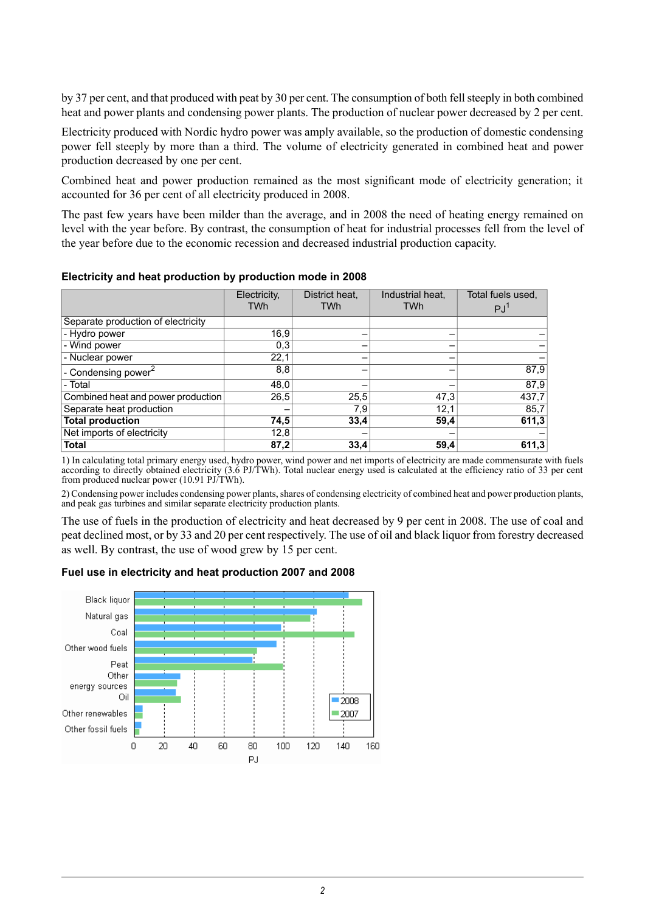by 37 per cent, and that produced with peat by 30 per cent. The consumption of both fell steeply in both combined heat and power plants and condensing power plants. The production of nuclear power decreased by 2 per cent.

Electricity produced with Nordic hydro power was amply available, so the production of domestic condensing power fell steeply by more than a third. The volume of electricity generated in combined heat and power production decreased by one per cent.

Combined heat and power production remained as the most significant mode of electricity generation; it accounted for 36 per cent of all electricity produced in 2008.

The past few years have been milder than the average, and in 2008 the need of heating energy remained on level with the year before. By contrast, the consumption of heat for industrial processes fell from the level of the year before due to the economic recession and decreased industrial production capacity.

### Electricity and heat production by production mode in 2008

| | Electricity, TWh | District heat, TWh | Industrial heat, TWh | Total fuels used, PJ[1] |
|---|---|---|---|---|
| Separate production of electricity | | | | |
| - Hydro power | 16,9 | – | – | – |
| - Wind power | 0,3 | – | – | – |
| - Nuclear power | 22,1 | – | – | – |
| - Condensing power[2] | 8,8 | – | – | 87,9 |
| - Total | 48,0 | – | – | 87,9 |
| Combined heat and power production | 26,5 | 25,5 | 47,3 | 437,7 |
| Separate heat production | – | 7,9 | 12,1 | 85,7 |
| **Total production** | **74,5** | **33,4** | **59,4** | **611,3** |
| Net imports of electricity | 12,8 | – | – | – |
| **Total** | **87,2** | **33,4** | **59,4** | **611,3** |

1) In calculating total primary energy used, hydro power, wind power and net imports of electricity are made commensurate with fuels according to directly obtained electricity (3.6 PJ/TWh). Total nuclear energy used is calculated at the efficiency ratio of 33 per cent from produced nuclear power (10.91 PJ/TWh).

2) Condensing power includes condensing power plants, shares of condensing electricity of combined heat and power production plants, and peak gas turbines and similar separate electricity production plants.

The use of fuels in the production of electricity and heat decreased by 9 per cent in 2008. The use of coal and peat declined most, or by 33 and 20 per cent respectively. The use of oil and black liquor from forestry decreased as well. By contrast, the use of wood grew by 15 per cent.

### Fuel use in electricity and heat production 2007 and 2008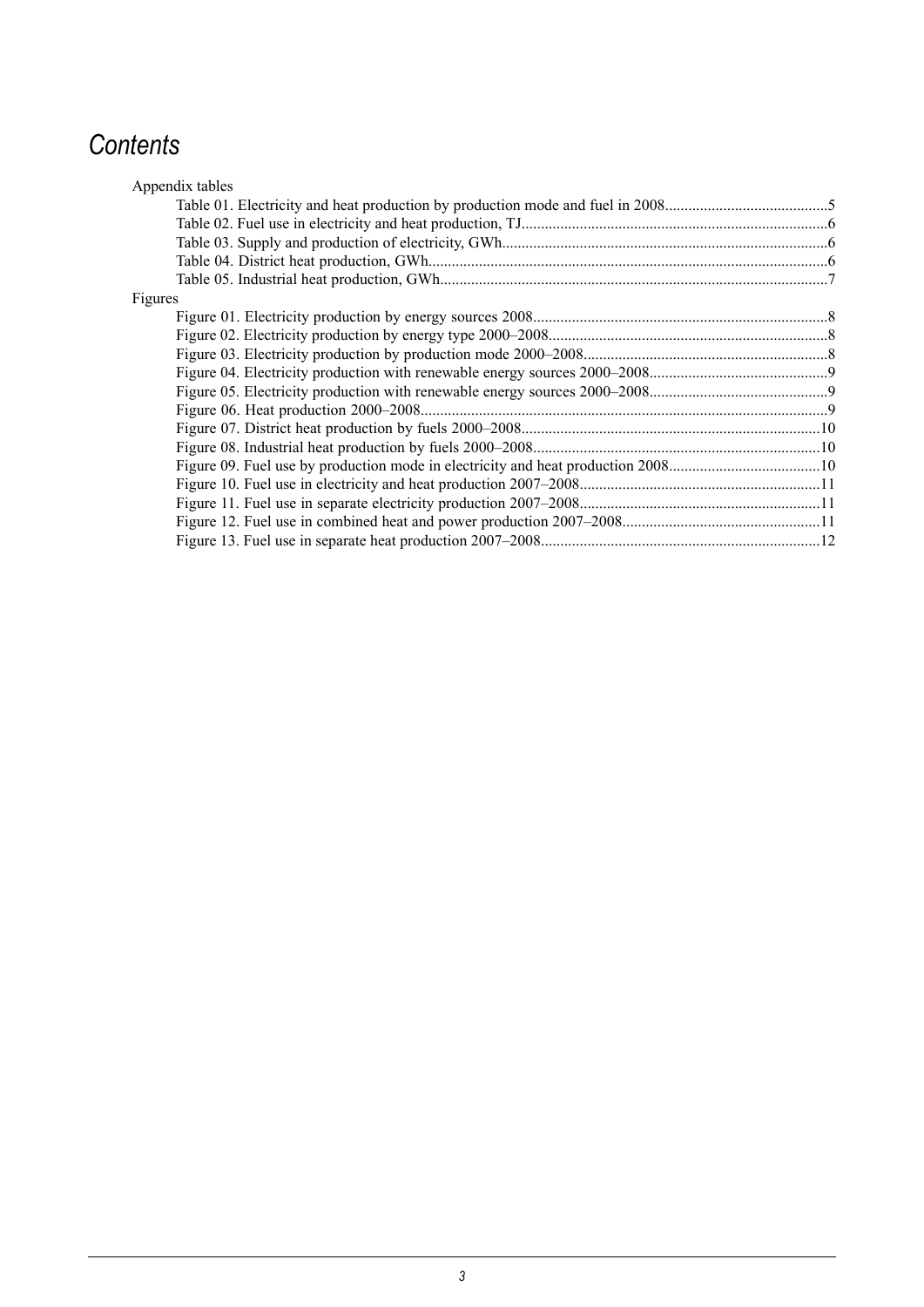# *Contents*

Appendix tables

- Table 01. Electricity and heat production by production mode and fuel in 2008..........................................5
- Table 02. Fuel use in electricity and heat production, TJ..............................................................................6
- Table 03. Supply and production of electricity, GWh...................................................................................6
- Table 04. District heat production, GWh......................................................................................................6
- Table 05. Industrial heat production, GWh...................................................................................................7

Figures

- Figure 01. Electricity production by energy sources 2008...........................................................................8
- Figure 02. Electricity production by energy type 2000–2008.......................................................................8
- Figure 03. Electricity production by production mode 2000–2008..............................................................8
- Figure 04. Electricity production with renewable energy sources 2000–2008.............................................9
- Figure 05. Electricity production with renewable energy sources 2000–2008.............................................9
- Figure 06. Heat production 2000–2008........................................................................................................9
- Figure 07. District heat production by fuels 2000–2008............................................................................10
- Figure 08. Industrial heat production by fuels 2000–2008.........................................................................10
- Figure 09. Fuel use by production mode in electricity and heat production 2008.......................................10
- Figure 10. Fuel use in electricity and heat production 2007–2008.............................................................11
- Figure 11. Fuel use in separate electricity production 2007–2008.............................................................11
- Figure 12. Fuel use in combined heat and power production 2007–2008..................................................11
- Figure 13. Fuel use in separate heat production 2007–2008.......................................................................12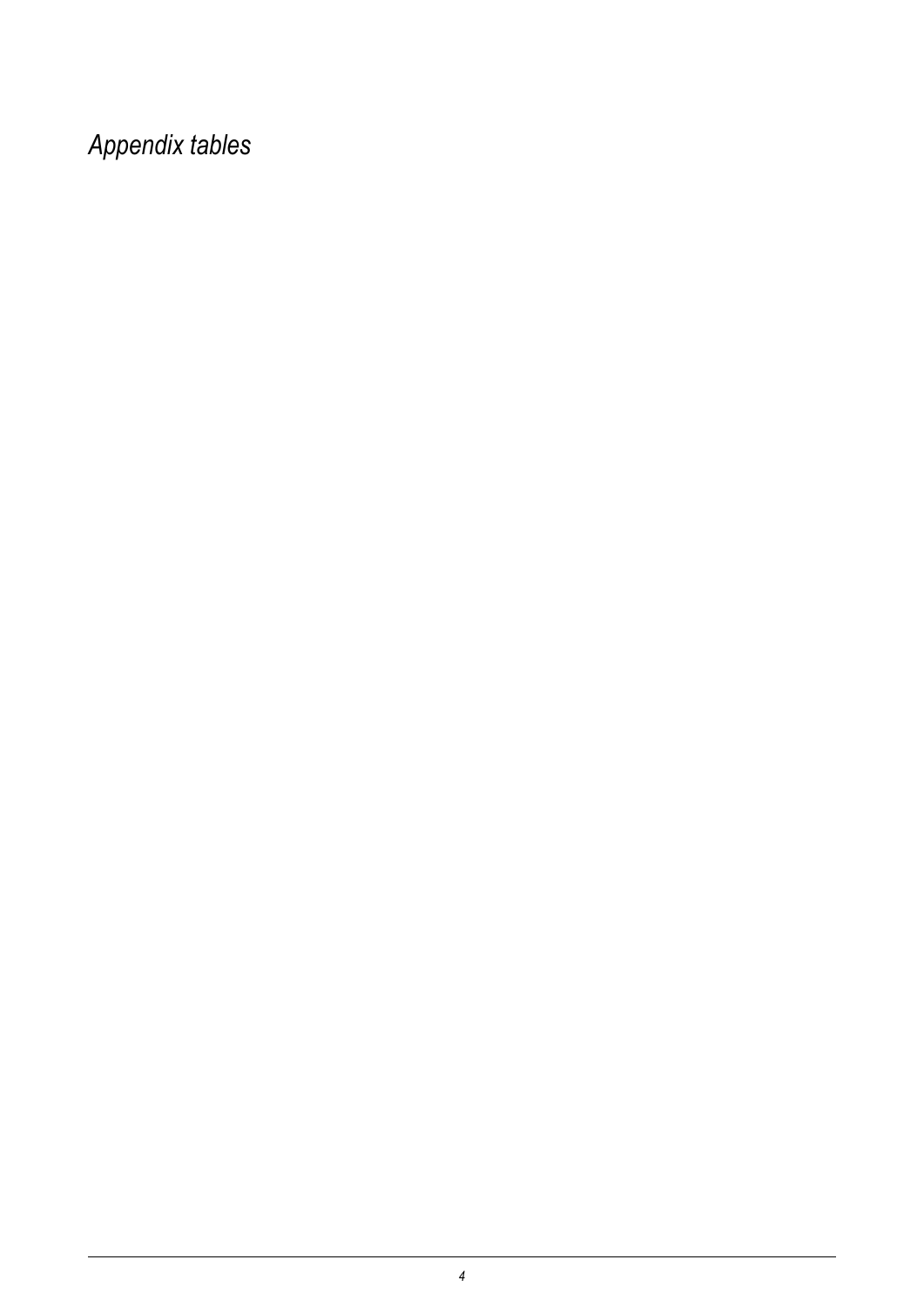*Appendix tables*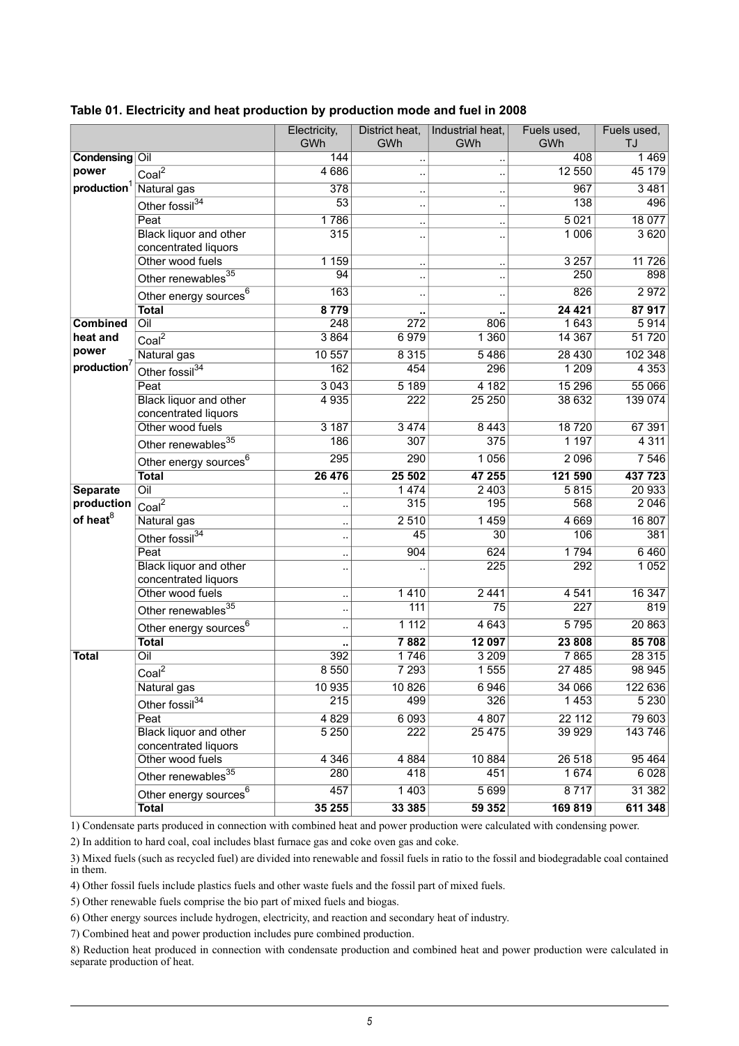**Table 01. Electricity and heat production by production mode and fuel in 2008**

| | | Electricity, GWh | District heat, GWh | Industrial heat, GWh | Fuels used, GWh | Fuels used, TJ |
|---|---|---|---|---|---|---|
| **Condensing power production**[1] | Oil | 144 | .. | .. | 408 | 1 469 |
| | Coal[2] | 4 686 | .. | .. | 12 550 | 45 179 |
| | Natural gas | 378 | .. | .. | 967 | 3 481 |
| | Other fossil[34] | 53 | .. | .. | 138 | 496 |
| | Peat | 1 786 | .. | .. | 5 021 | 18 077 |
| | Black liquor and other concentrated liquors | 315 | .. | .. | 1 006 | 3 620 |
| | Other wood fuels | 1 159 | .. | .. | 3 257 | 11 726 |
| | Other renewables[35] | 94 | .. | .. | 250 | 898 |
| | Other energy sources[6] | 163 | .. | .. | 826 | 2 972 |
| | **Total** | **8 779** | **..** | **..** | **24 421** | **87 917** |
| **Combined heat and power production**[7] | Oil | 248 | 272 | 806 | 1 643 | 5 914 |
| | Coal[2] | 3 864 | 6 979 | 1 360 | 14 367 | 51 720 |
| | Natural gas | 10 557 | 8 315 | 5 486 | 28 430 | 102 348 |
| | Other fossil[34] | 162 | 454 | 296 | 1 209 | 4 353 |
| | Peat | 3 043 | 5 189 | 4 182 | 15 296 | 55 066 |
| | Black liquor and other concentrated liquors | 4 935 | 222 | 25 250 | 38 632 | 139 074 |
| | Other wood fuels | 3 187 | 3 474 | 8 443 | 18 720 | 67 391 |
| | Other renewables[35] | 186 | 307 | 375 | 1 197 | 4 311 |
| | Other energy sources[6] | 295 | 290 | 1 056 | 2 096 | 7 546 |
| | **Total** | **26 476** | **25 502** | **47 255** | **121 590** | **437 723** |
| **Separate production of heat**[8] | Oil | .. | 1 474 | 2 403 | 5 815 | 20 933 |
| | Coal[2] | .. | 315 | 195 | 568 | 2 046 |
| | Natural gas | .. | 2 510 | 1 459 | 4 669 | 16 807 |
| | Other fossil[34] | .. | 45 | 30 | 106 | 381 |
| | Peat | .. | 904 | 624 | 1 794 | 6 460 |
| | Black liquor and other concentrated liquors | .. | .. | 225 | 292 | 1 052 |
| | Other wood fuels | .. | 1 410 | 2 441 | 4 541 | 16 347 |
| | Other renewables[35] | .. | 111 | 75 | 227 | 819 |
| | Other energy sources[6] | .. | 1 112 | 4 643 | 5 795 | 20 863 |
| | **Total** | **..** | **7 882** | **12 097** | **23 808** | **85 708** |
| **Total** | Oil | 392 | 1 746 | 3 209 | 7 865 | 28 315 |
| | Coal[2] | 8 550 | 7 293 | 1 555 | 27 485 | 98 945 |
| | Natural gas | 10 935 | 10 826 | 6 946 | 34 066 | 122 636 |
| | Other fossil[34] | 215 | 499 | 326 | 1 453 | 5 230 |
| | Peat | 4 829 | 6 093 | 4 807 | 22 112 | 79 603 |
| | Black liquor and other concentrated liquors | 5 250 | 222 | 25 475 | 39 929 | 143 746 |
| | Other wood fuels | 4 346 | 4 884 | 10 884 | 26 518 | 95 464 |
| | Other renewables[35] | 280 | 418 | 451 | 1 674 | 6 028 |
| | Other energy sources[6] | 457 | 1 403 | 5 699 | 8 717 | 31 382 |
| | **Total** | **35 255** | **33 385** | **59 352** | **169 819** | **611 348** |

1) Condensate parts produced in connection with combined heat and power production were calculated with condensing power.

2) In addition to hard coal, coal includes blast furnace gas and coke oven gas and coke.

3) Mixed fuels (such as recycled fuel) are divided into renewable and fossil fuels in ratio to the fossil and biodegradable coal contained in them.

4) Other fossil fuels include plastics fuels and other waste fuels and the fossil part of mixed fuels.

5) Other renewable fuels comprise the bio part of mixed fuels and biogas.

6) Other energy sources include hydrogen, electricity, and reaction and secondary heat of industry.

7) Combined heat and power production includes pure combined production.

8) Reduction heat produced in connection with condensate production and combined heat and power production were calculated in separate production of heat.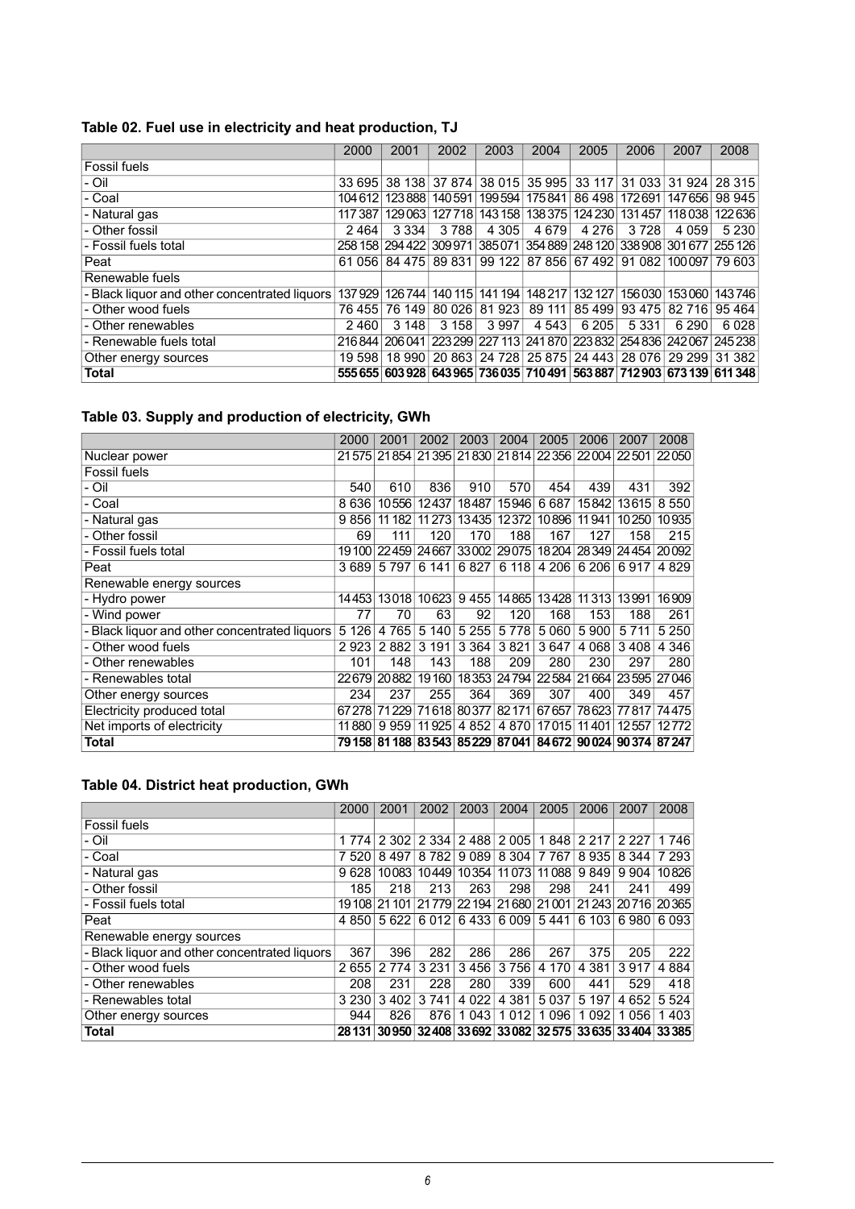### Table 02. Fuel use in electricity and heat production, TJ

| | 2000 | 2001 | 2002 | 2003 | 2004 | 2005 | 2006 | 2007 | 2008 |
|---|---|---|---|---|---|---|---|---|---|
| Fossil fuels | | | | | | | | | |
| - Oil | 33 695 | 38 138 | 37 874 | 38 015 | 35 995 | 33 117 | 31 033 | 31 924 | 28 315 |
| - Coal | 104 612 | 123 888 | 140 591 | 199 594 | 175 841 | 86 498 | 172 691 | 147 656 | 98 945 |
| - Natural gas | 117 387 | 129 063 | 127 718 | 143 158 | 138 375 | 124 230 | 131 457 | 118 038 | 122 636 |
| - Other fossil | 2 464 | 3 334 | 3 788 | 4 305 | 4 679 | 4 276 | 3 728 | 4 059 | 5 230 |
| - Fossil fuels total | 258 158 | 294 422 | 309 971 | 385 071 | 354 889 | 248 120 | 338 908 | 301 677 | 255 126 |
| Peat | 61 056 | 84 475 | 89 831 | 99 122 | 87 856 | 67 492 | 91 082 | 100 097 | 79 603 |
| Renewable fuels | | | | | | | | | |
| - Black liquor and other concentrated liquors | 137 929 | 126 744 | 140 115 | 141 194 | 148 217 | 132 127 | 156 030 | 153 060 | 143 746 |
| - Other wood fuels | 76 455 | 76 149 | 80 026 | 81 923 | 89 111 | 85 499 | 93 475 | 82 716 | 95 464 |
| - Other renewables | 2 460 | 3 148 | 3 158 | 3 997 | 4 543 | 6 205 | 5 331 | 6 290 | 6 028 |
| - Renewable fuels total | 216 844 | 206 041 | 223 299 | 227 113 | 241 870 | 223 832 | 254 836 | 242 067 | 245 238 |
| Other energy sources | 19 598 | 18 990 | 20 863 | 24 728 | 25 875 | 24 443 | 28 076 | 29 299 | 31 382 |
| **Total** | **555 655** | **603 928** | **643 965** | **736 035** | **710 491** | **563 887** | **712 903** | **673 139** | **611 348** |

### Table 03. Supply and production of electricity, GWh

| | 2000 | 2001 | 2002 | 2003 | 2004 | 2005 | 2006 | 2007 | 2008 |
|---|---|---|---|---|---|---|---|---|---|
| Nuclear power | 21 575 | 21 854 | 21 395 | 21 830 | 21 814 | 22 356 | 22 004 | 22 501 | 22 050 |
| Fossil fuels | | | | | | | | | |
| - Oil | 540 | 610 | 836 | 910 | 570 | 454 | 439 | 431 | 392 |
| - Coal | 8 636 | 10 556 | 12 437 | 18 487 | 15 946 | 6 687 | 15 842 | 13 615 | 8 550 |
| - Natural gas | 9 856 | 11 182 | 11 273 | 13 435 | 12 372 | 10 896 | 11 941 | 10 250 | 10 935 |
| - Other fossil | 69 | 111 | 120 | 170 | 188 | 167 | 127 | 158 | 215 |
| - Fossil fuels total | 19 100 | 22 459 | 24 667 | 33 002 | 29 075 | 18 204 | 28 349 | 24 454 | 20 092 |
| Peat | 3 689 | 5 797 | 6 141 | 6 827 | 6 118 | 4 206 | 6 206 | 6 917 | 4 829 |
| Renewable energy sources | | | | | | | | | |
| - Hydro power | 14 453 | 13 018 | 10 623 | 9 455 | 14 865 | 13 428 | 11 313 | 13 991 | 16 909 |
| - Wind power | 77 | 70 | 63 | 92 | 120 | 168 | 153 | 188 | 261 |
| - Black liquor and other concentrated liquors | 5 126 | 4 765 | 5 140 | 5 255 | 5 778 | 5 060 | 5 900 | 5 711 | 5 250 |
| - Other wood fuels | 2 923 | 2 882 | 3 191 | 3 364 | 3 821 | 3 647 | 4 068 | 3 408 | 4 346 |
| - Other renewables | 101 | 148 | 143 | 188 | 209 | 280 | 230 | 297 | 280 |
| - Renewables total | 22 679 | 20 882 | 19 160 | 18 353 | 24 794 | 22 584 | 21 664 | 23 595 | 27 046 |
| Other energy sources | 234 | 237 | 255 | 364 | 369 | 307 | 400 | 349 | 457 |
| Electricity produced total | 67 278 | 71 229 | 71 618 | 80 377 | 82 171 | 67 657 | 78 623 | 77 817 | 74 475 |
| Net imports of electricity | 11 880 | 9 959 | 11 925 | 4 852 | 4 870 | 17 015 | 11 401 | 12 557 | 12 772 |
| **Total** | **79 158** | **81 188** | **83 543** | **85 229** | **87 041** | **84 672** | **90 024** | **90 374** | **87 247** |

### Table 04. District heat production, GWh

| | 2000 | 2001 | 2002 | 2003 | 2004 | 2005 | 2006 | 2007 | 2008 |
|---|---|---|---|---|---|---|---|---|---|
| Fossil fuels | | | | | | | | | |
| - Oil | 1 774 | 2 302 | 2 334 | 2 488 | 2 005 | 1 848 | 2 217 | 2 227 | 1 746 |
| - Coal | 7 520 | 8 497 | 8 782 | 9 089 | 8 304 | 7 767 | 8 935 | 8 344 | 7 293 |
| - Natural gas | 9 628 | 10 083 | 10 449 | 10 354 | 11 073 | 11 088 | 9 849 | 9 904 | 10 826 |
| - Other fossil | 185 | 218 | 213 | 263 | 298 | 298 | 241 | 241 | 499 |
| - Fossil fuels total | 19 108 | 21 101 | 21 779 | 22 194 | 21 680 | 21 001 | 21 243 | 20 716 | 20 365 |
| Peat | 4 850 | 5 622 | 6 012 | 6 433 | 6 009 | 5 441 | 6 103 | 6 980 | 6 093 |
| Renewable energy sources | | | | | | | | | |
| - Black liquor and other concentrated liquors | 367 | 396 | 282 | 286 | 286 | 267 | 375 | 205 | 222 |
| - Other wood fuels | 2 655 | 2 774 | 3 231 | 3 456 | 3 756 | 4 170 | 4 381 | 3 917 | 4 884 |
| - Other renewables | 208 | 231 | 228 | 280 | 339 | 600 | 441 | 529 | 418 |
| - Renewables total | 3 230 | 3 402 | 3 741 | 4 022 | 4 381 | 5 037 | 5 197 | 4 652 | 5 524 |
| Other energy sources | 944 | 826 | 876 | 1 043 | 1 012 | 1 096 | 1 092 | 1 056 | 1 403 |
| **Total** | **28 131** | **30 950** | **32 408** | **33 692** | **33 082** | **32 575** | **33 635** | **33 404** | **33 385** |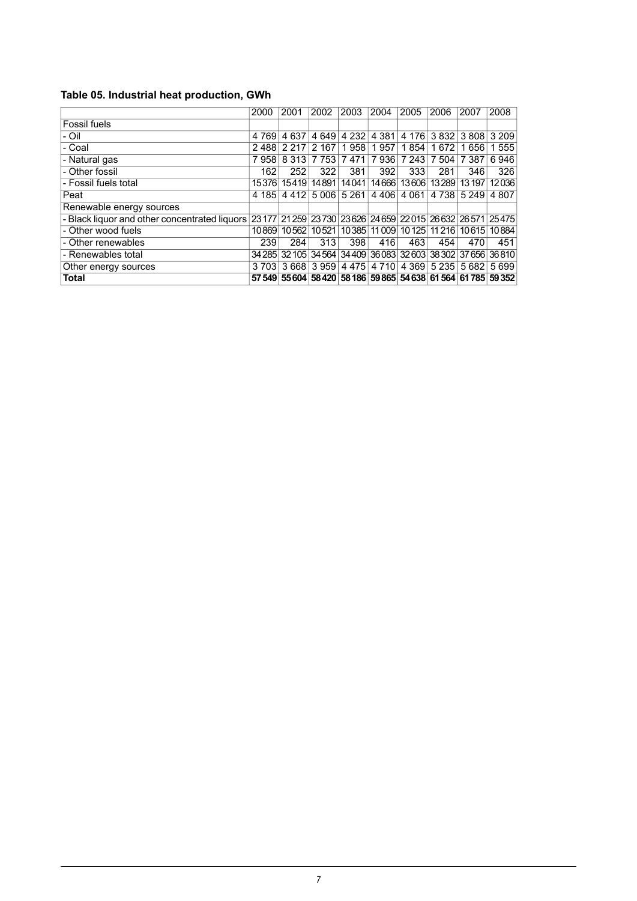### Table 05. Industrial heat production, GWh

| | 2000 | 2001 | 2002 | 2003 | 2004 | 2005 | 2006 | 2007 | 2008 |
|---|---|---|---|---|---|---|---|---|---|
| Fossil fuels | | | | | | | | | |
| - Oil | 4 769 | 4 637 | 4 649 | 4 232 | 4 381 | 4 176 | 3 832 | 3 808 | 3 209 |
| - Coal | 2 488 | 2 217 | 2 167 | 1 958 | 1 957 | 1 854 | 1 672 | 1 656 | 1 555 |
| - Natural gas | 7 958 | 8 313 | 7 753 | 7 471 | 7 936 | 7 243 | 7 504 | 7 387 | 6 946 |
| - Other fossil | 162 | 252 | 322 | 381 | 392 | 333 | 281 | 346 | 326 |
| - Fossil fuels total | 15376 | 15419 | 14891 | 14041 | 14666 | 13606 | 13289 | 13197 | 12036 |
| Peat | 4 185 | 4 412 | 5 006 | 5 261 | 4 406 | 4 061 | 4 738 | 5 249 | 4 807 |
| Renewable energy sources | | | | | | | | | |
| - Black liquor and other concentrated liquors | 23177 | 21259 | 23730 | 23626 | 24659 | 22015 | 26632 | 26571 | 25475 |
| - Other wood fuels | 10869 | 10562 | 10521 | 10385 | 11009 | 10125 | 11216 | 10615 | 10884 |
| - Other renewables | 239 | 284 | 313 | 398 | 416 | 463 | 454 | 470 | 451 |
| - Renewables total | 34285 | 32105 | 34564 | 34409 | 36083 | 32603 | 38302 | 37656 | 36810 |
| Other energy sources | 3 703 | 3 668 | 3 959 | 4 475 | 4 710 | 4 369 | 5 235 | 5 682 | 5 699 |
| **Total** | **57549** | **55604** | **58420** | **58186** | **59865** | **54638** | **61564** | **61785** | **59352** |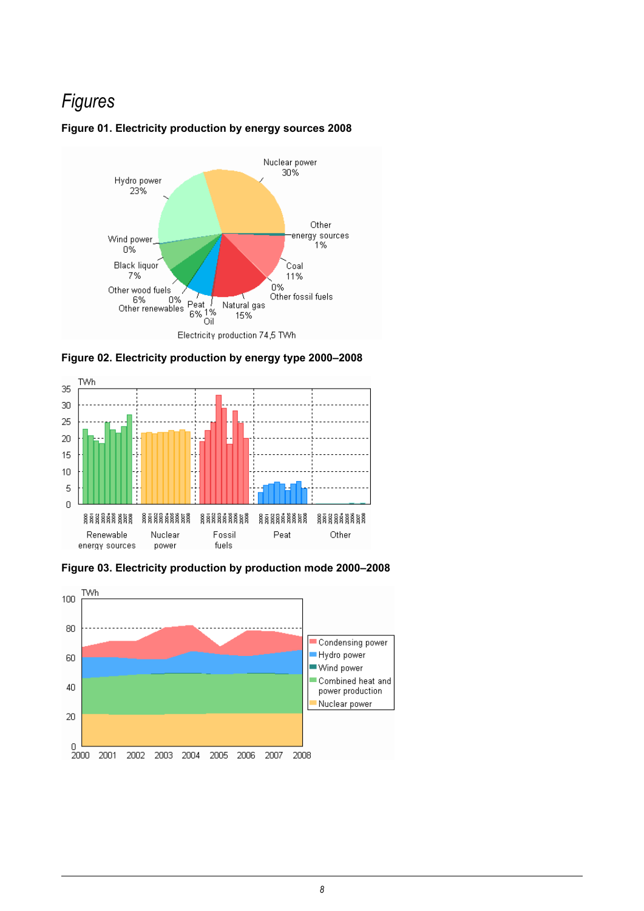# *Figures*

**Figure 01. Electricity production by energy sources 2008**

**Figure 02. Electricity production by energy type 2000–2008**

**Figure 03. Electricity production by production mode 2000–2008**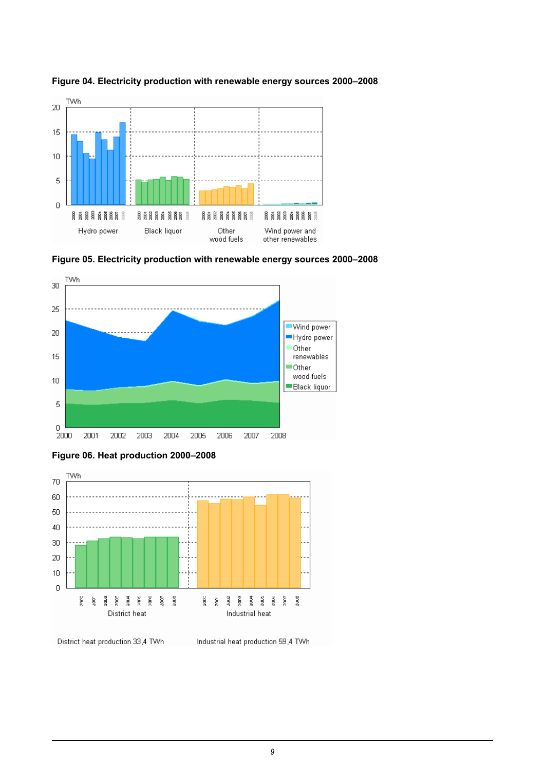**Figure 04. Electricity production with renewable energy sources 2000–2008**

**Figure 05. Electricity production with renewable energy sources 2000–2008**

**Figure 06. Heat production 2000–2008**

District heat production 33,4 TWh

Industrial heat production 59,4 TWh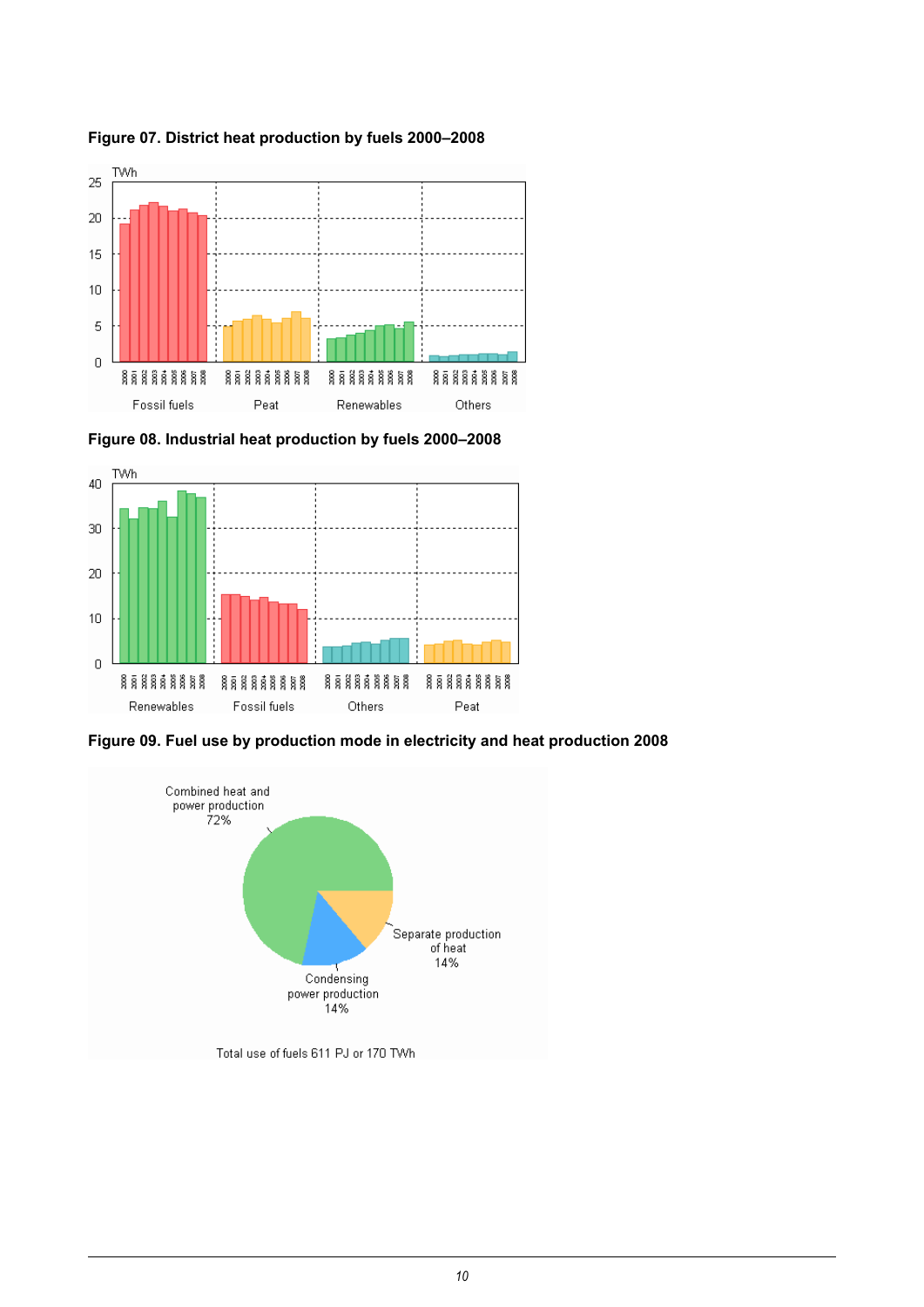**Figure 07. District heat production by fuels 2000–2008**

**Figure 08. Industrial heat production by fuels 2000–2008**

**Figure 09. Fuel use by production mode in electricity and heat production 2008**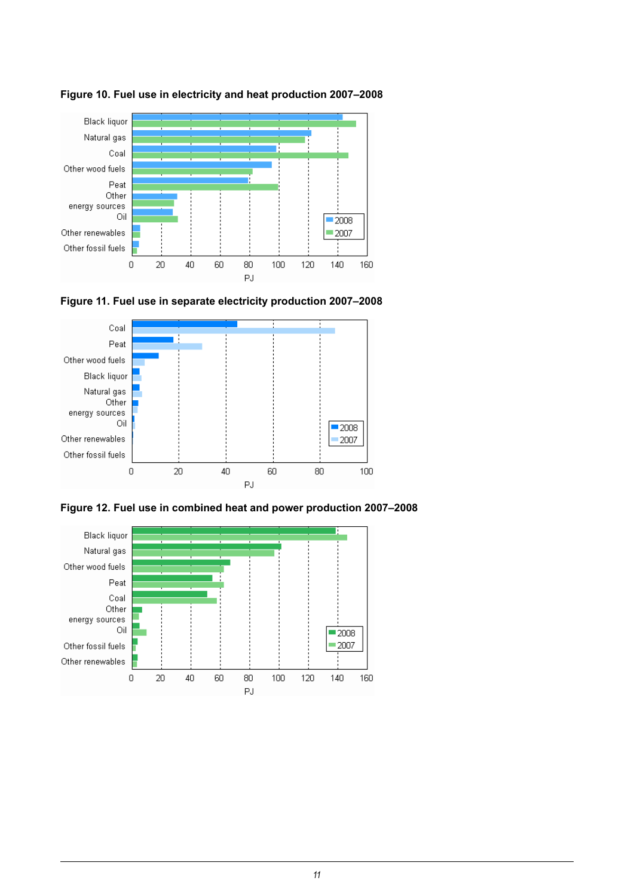**Figure 10. Fuel use in electricity and heat production 2007–2008**

Black liquor
Natural gas
Coal
Other wood fuels
Peat
Other energy sources
Oil
Other renewables
Other fossil fuels

0 20 40 60 80 100 120 140 160
PJ

2008
2007

**Figure 11. Fuel use in separate electricity production 2007–2008**

Coal
Peat
Other wood fuels
Black liquor
Natural gas
Other energy sources
Oil
Other renewables
Other fossil fuels

0 20 40 60 80 100
PJ

2008
2007

**Figure 12. Fuel use in combined heat and power production 2007–2008**

Black liquor
Natural gas
Other wood fuels
Peat
Coal
Other energy sources
Oil
Other fossil fuels
Other renewables

0 20 40 60 80 100 120 140 160
PJ

2008
2007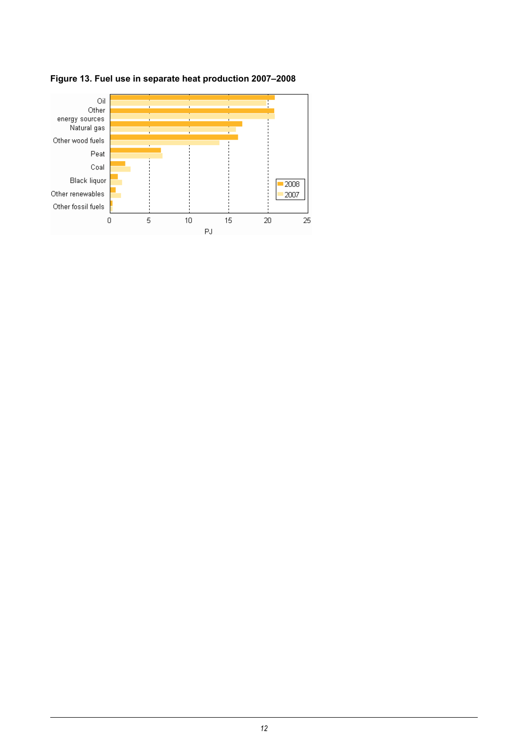**Figure 13. Fuel use in separate heat production 2007–2008**

Oil
Other energy sources
Natural gas
Other wood fuels
Peat
Coal
Black liquor
Other renewables
Other fossil fuels

0 5 10 15 20 25

PJ

2008
2007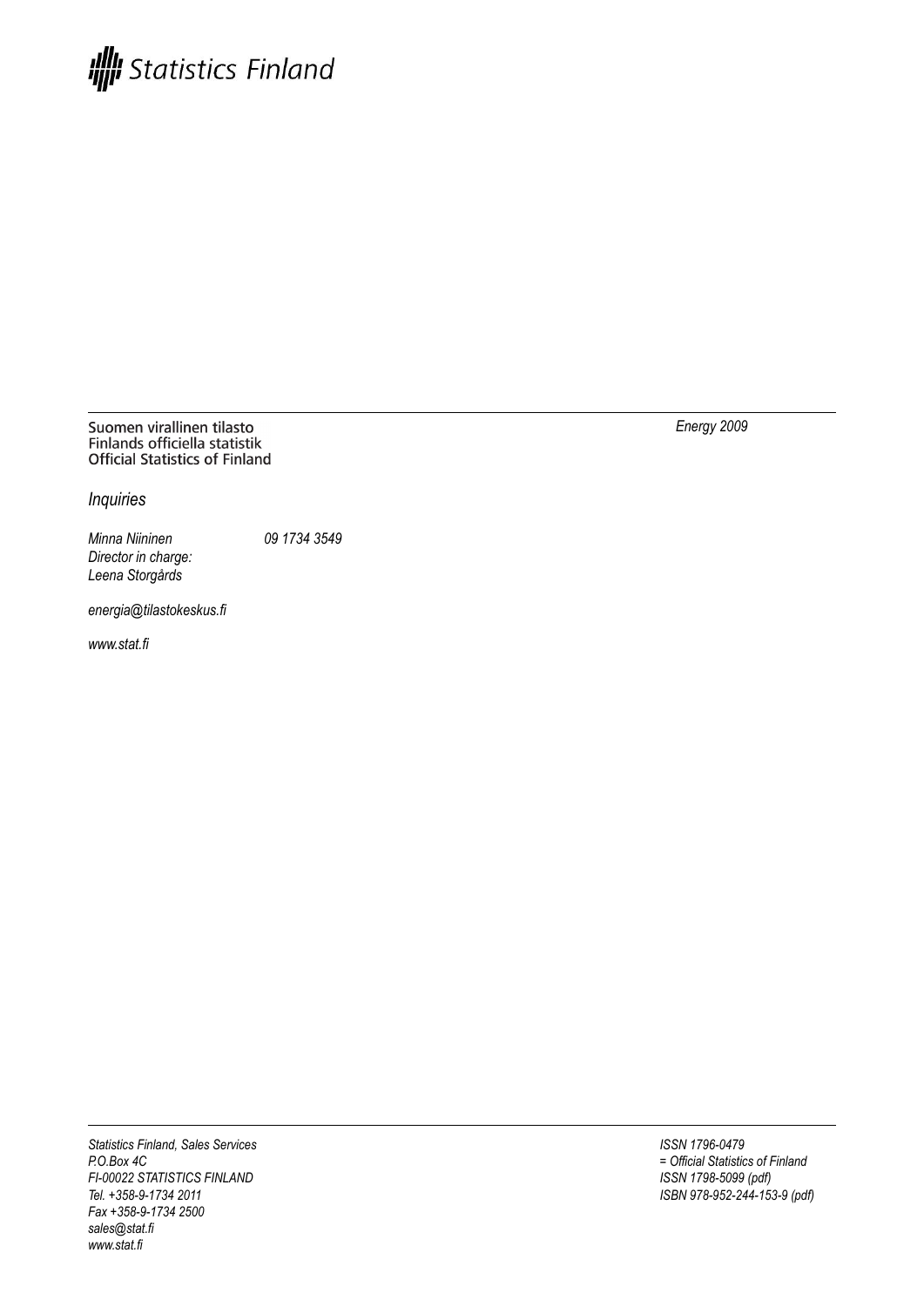Statistics Finland

Suomen virallinen tilasto
Finlands officiella statistik
Official Statistics of Finland

*Energy 2009*

*Inquiries*

*Minna Niininen* *09 1734 3549*
*Director in charge:*
*Leena Storgårds*

*energia@tilastokeskus.fi*

*www.stat.fi*

*Statistics Finland, Sales Services*
*P.O.Box 4C*
*FI-00022 STATISTICS FINLAND*
*Tel. +358-9-1734 2011*
*Fax +358-9-1734 2500*
*sales@stat.fi*
*www.stat.fi*

*ISSN 1796-0479*
*= Official Statistics of Finland*
*ISSN 1798-5099 (pdf)*
*ISBN 978-952-244-153-9 (pdf)*